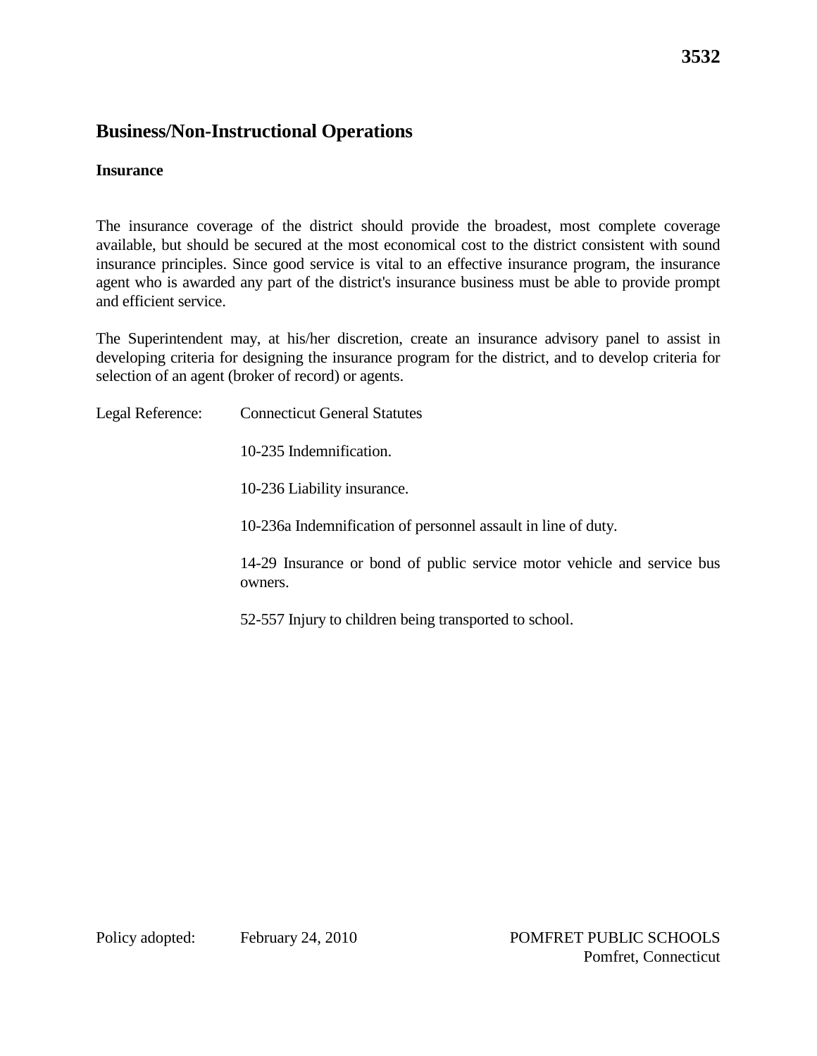**3532**

# Business/Non-Instructional Operations

## Insurance

The insurance coverage of the district should provide the broadest, most complete coverage available, but should be secured at the most economical cost to the district consistent with sound insurance principles. Since good service is vital to an effective insurance program, the insurance agent who is awarded any part of the district's insurance business must be able to provide prompt and efficient service.

The Superintendent may, at his/her discretion, create an insurance advisory panel to assist in developing criteria for designing the insurance program for the district, and to develop criteria for selection of an agent (broker of record) or agents.

Legal Reference: Connecticut General Statutes

10-235 Indemnification.

10-236 Liability insurance.

10-236a Indemnification of personnel assault in line of duty.

14-29 Insurance or bond of public service motor vehicle and service bus owners.

52-557 Injury to children being transported to school.

Policy adopted: February 24, 2010

POMFRET PUBLIC SCHOOLS
Pomfret, Connecticut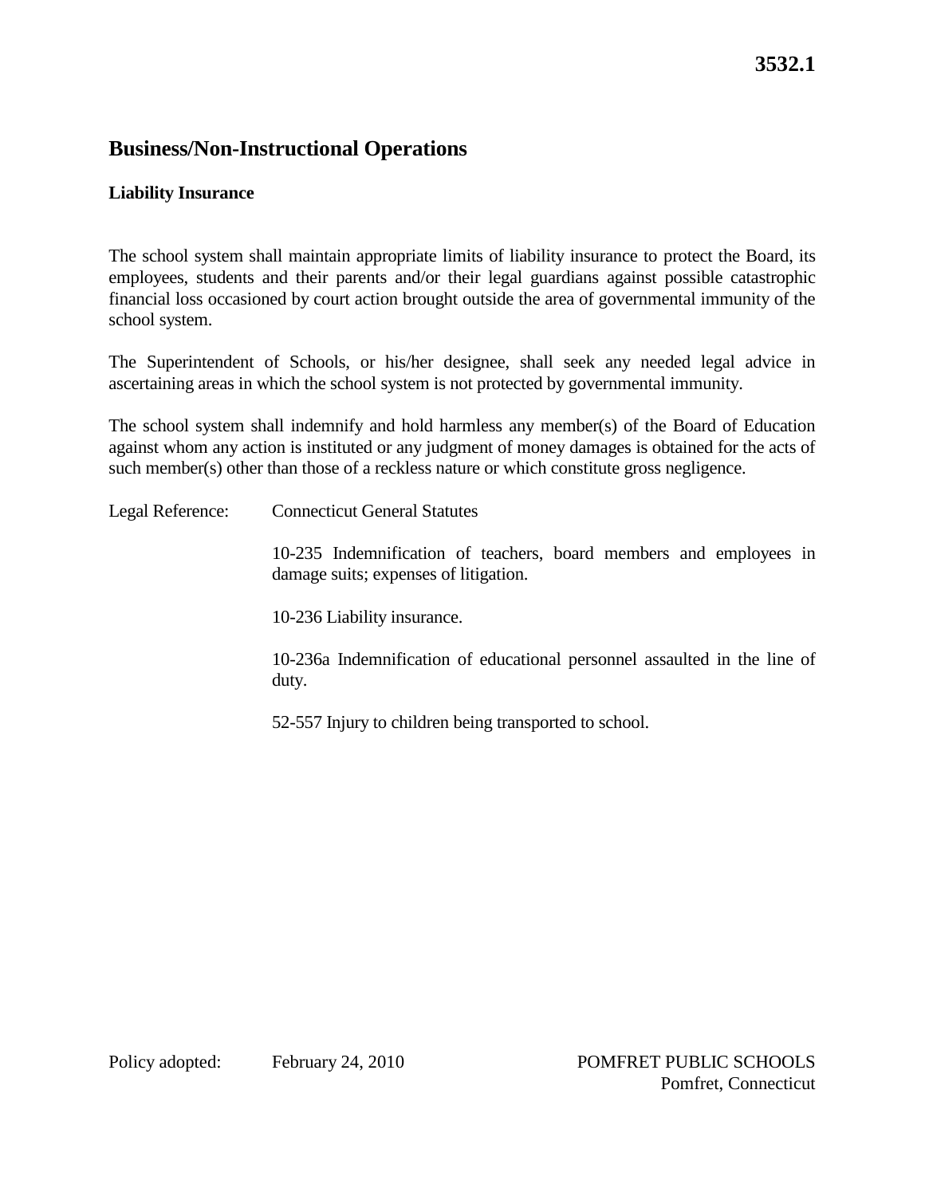# 3532.1

## Business/Non-Instructional Operations

### Liability Insurance

The school system shall maintain appropriate limits of liability insurance to protect the Board, its employees, students and their parents and/or their legal guardians against possible catastrophic financial loss occasioned by court action brought outside the area of governmental immunity of the school system.

The Superintendent of Schools, or his/her designee, shall seek any needed legal advice in ascertaining areas in which the school system is not protected by governmental immunity.

The school system shall indemnify and hold harmless any member(s) of the Board of Education against whom any action is instituted or any judgment of money damages is obtained for the acts of such member(s) other than those of a reckless nature or which constitute gross negligence.

Legal Reference: Connecticut General Statutes

10-235 Indemnification of teachers, board members and employees in damage suits; expenses of litigation.

10-236 Liability insurance.

10-236a Indemnification of educational personnel assaulted in the line of duty.

52-557 Injury to children being transported to school.

Policy adopted: February 24, 2010

POMFRET PUBLIC SCHOOLS
Pomfret, Connecticut